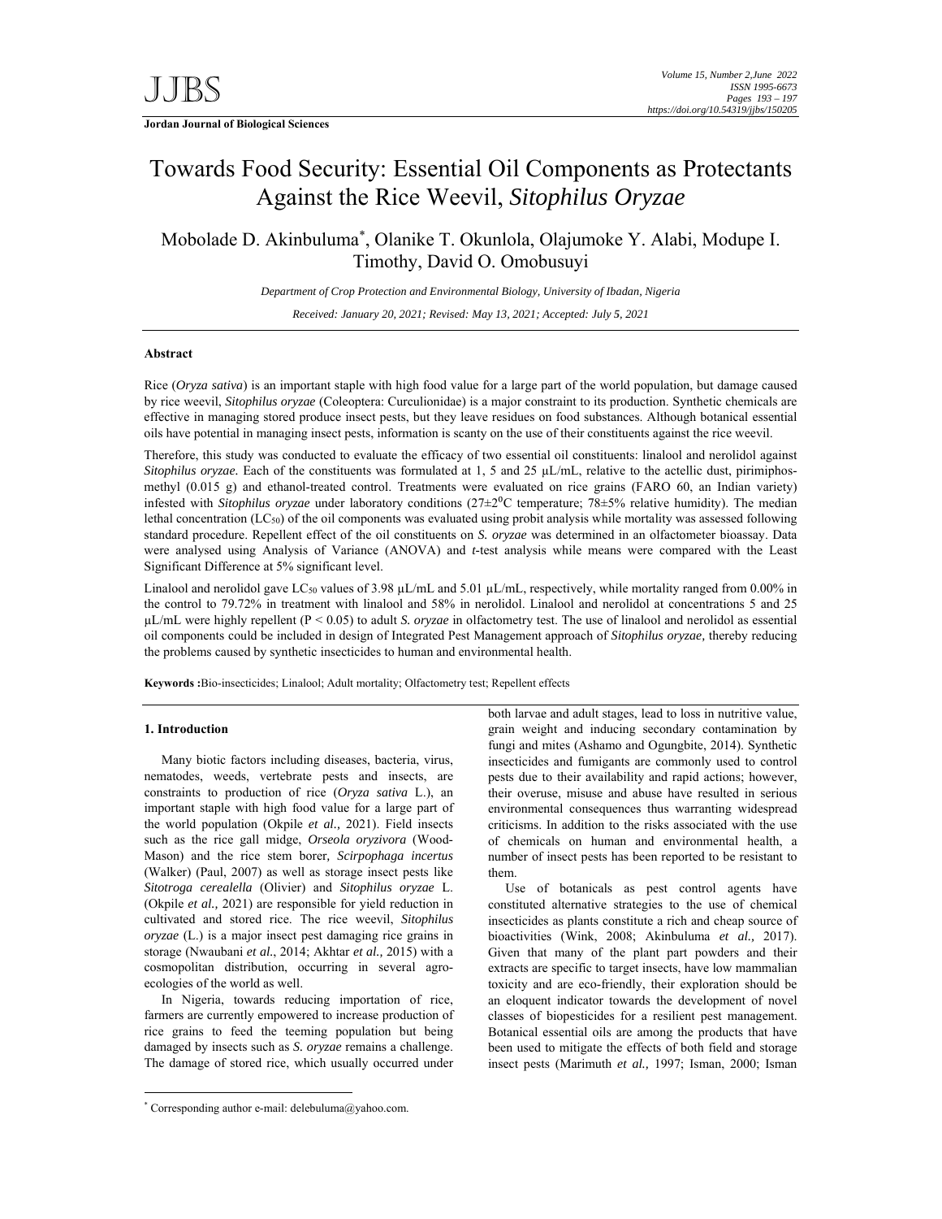# Towards Food Security: Essential Oil Components as Protectants Against the Rice Weevil, *Sitophilus Oryzae*

Mobolade D. Akinbuluma*, Olanike T. Okunlola, Olajumoke Y. Alabi, Modupe I. Timothy, David O. Omobusuyi

*Department of Crop Protection and Environmental Biology, University of Ibadan, Nigeria*

*Received: January 20, 2021; Revised: May 13, 2021; Accepted: July 5, 2021*

## Abstract

Rice (*Oryza sativa*) is an important staple with high food value for a large part of the world population, but damage caused by rice weevil, *Sitophilus oryzae* (Coleoptera: Curculionidae) is a major constraint to its production. Synthetic chemicals are effective in managing stored produce insect pests, but they leave residues on food substances. Although botanical essential oils have potential in managing insect pests, information is scanty on the use of their constituents against the rice weevil.

Therefore, this study was conducted to evaluate the efficacy of two essential oil constituents: linalool and nerolidol against *Sitophilus oryzae.* Each of the constituents was formulated at 1, 5 and 25 μL/mL, relative to the actellic dust, pirimiphos-methyl (0.015 g) and ethanol-treated control. Treatments were evaluated on rice grains (FARO 60, an Indian variety) infested with *Sitophilus oryzae* under laboratory conditions (27±2$^{0}$C temperature; 78±5% relative humidity). The median lethal concentration ($LC_{50}$) of the oil components was evaluated using probit analysis while mortality was assessed following standard procedure. Repellent effect of the oil constituents on *S. oryzae* was determined in an olfactometer bioassay. Data were analysed using Analysis of Variance (ANOVA) and *t*-test analysis while means were compared with the Least Significant Difference at 5% significant level.

Linalool and nerolidol gave $LC_{50}$ values of 3.98 μL/mL and 5.01 μL/mL, respectively, while mortality ranged from 0.00% in the control to 79.72% in treatment with linalool and 58% in nerolidol. Linalool and nerolidol at concentrations 5 and 25 μL/mL were highly repellent ($P < 0.05$) to adult *S. oryzae* in olfactometry test. The use of linalool and nerolidol as essential oil components could be included in design of Integrated Pest Management approach of *Sitophilus oryzae,* thereby reducing the problems caused by synthetic insecticides to human and environmental health.

**Keywords :**Bio-insecticides; Linalool; Adult mortality; Olfactometry test; Repellent effects

## 1. Introduction

Many biotic factors including diseases, bacteria, virus, nematodes, weeds, vertebrate pests and insects, are constraints to production of rice (*Oryza sativa* L.), an important staple with high food value for a large part of the world population (Okpile *et al.,* 2021). Field insects such as the rice gall midge, *Orseola oryzivora* (Wood-Mason) and the rice stem borer*, Scirpophaga incertus* (Walker) (Paul, 2007) as well as storage insect pests like *Sitotroga cerealella* (Olivier) and *Sitophilus oryzae* L. (Okpile *et al.,* 2021) are responsible for yield reduction in cultivated and stored rice. The rice weevil, *Sitophilus oryzae* (L.) is a major insect pest damaging rice grains in storage (Nwaubani *et al.*, 2014; Akhtar *et al.,* 2015) with a cosmopolitan distribution, occurring in several agro-ecologies of the world as well.

In Nigeria, towards reducing importation of rice, farmers are currently empowered to increase production of rice grains to feed the teeming population but being damaged by insects such as *S. oryzae* remains a challenge. The damage of stored rice, which usually occurred under both larvae and adult stages, lead to loss in nutritive value, grain weight and inducing secondary contamination by fungi and mites (Ashamo and Ogungbite, 2014). Synthetic insecticides and fumigants are commonly used to control pests due to their availability and rapid actions; however, their overuse, misuse and abuse have resulted in serious environmental consequences thus warranting widespread criticisms. In addition to the risks associated with the use of chemicals on human and environmental health, a number of insect pests has been reported to be resistant to them.

Use of botanicals as pest control agents have constituted alternative strategies to the use of chemical insecticides as plants constitute a rich and cheap source of bioactivities (Wink, 2008; Akinbuluma *et al.,* 2017). Given that many of the plant part powders and their extracts are specific to target insects, have low mammalian toxicity and are eco-friendly, their exploration should be an eloquent indicator towards the development of novel classes of biopesticides for a resilient pest management. Botanical essential oils are among the products that have been used to mitigate the effects of both field and storage insect pests (Marimuth *et al.,* 1997; Isman, 2000; Isman

* Corresponding author e-mail: delebuluma@yahoo.com.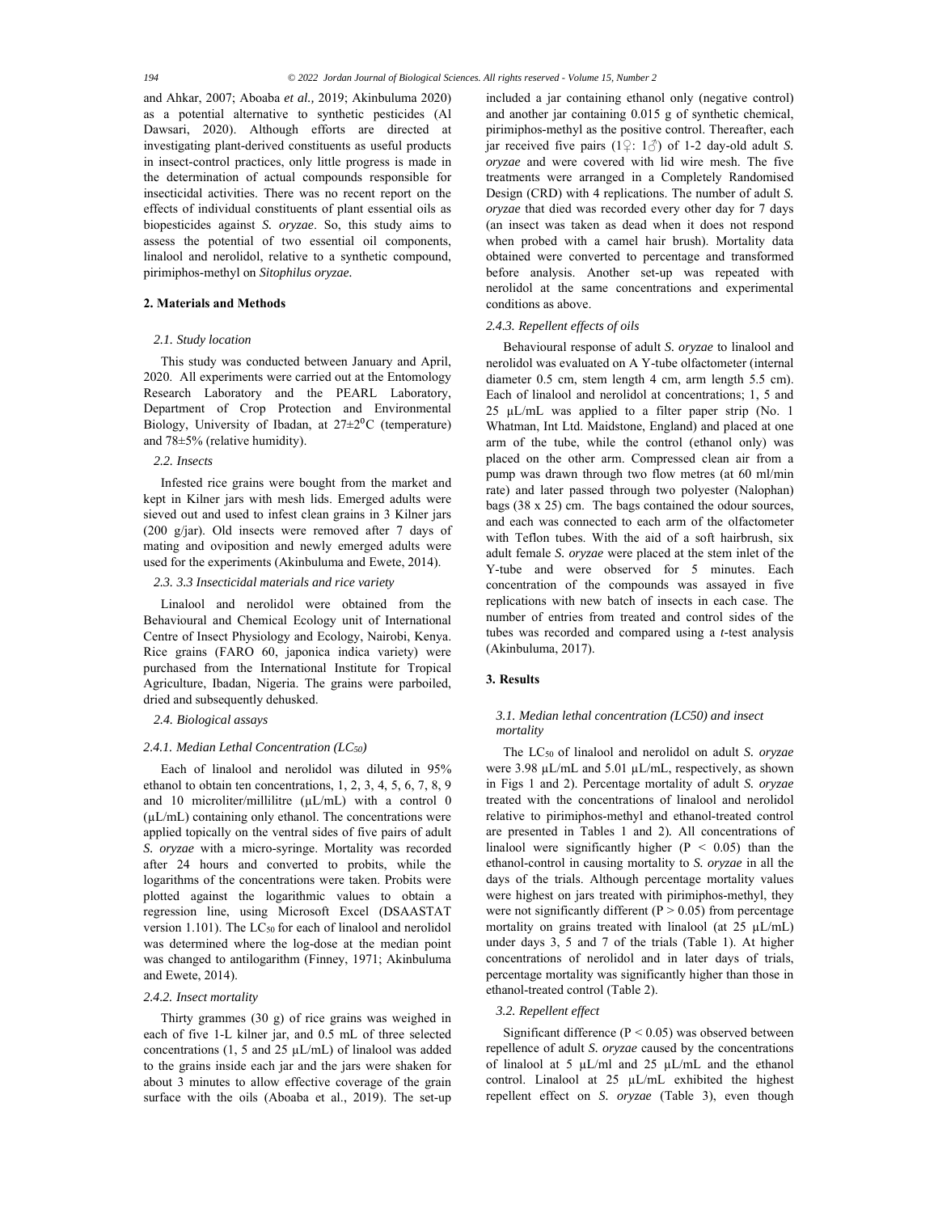and Ahkar, 2007; Aboaba *et al.,* 2019; Akinbuluma 2020) as a potential alternative to synthetic pesticides (Al Dawsari, 2020). Although efforts are directed at investigating plant-derived constituents as useful products in insect-control practices, only little progress is made in the determination of actual compounds responsible for insecticidal activities. There was no recent report on the effects of individual constituents of plant essential oils as biopesticides against *S. oryzae*. So, this study aims to assess the potential of two essential oil components, linalool and nerolidol, relative to a synthetic compound, pirimiphos-methyl on *Sitophilus oryzae.*

## 2. Materials and Methods

### *2.1. Study location*

This study was conducted between January and April, 2020. All experiments were carried out at the Entomology Research Laboratory and the PEARL Laboratory, Department of Crop Protection and Environmental Biology, University of Ibadan, at 27±2$^0$C (temperature) and 78±5% (relative humidity).

### *2.2. Insects*

Infested rice grains were bought from the market and kept in Kilner jars with mesh lids. Emerged adults were sieved out and used to infest clean grains in 3 Kilner jars (200 g/jar). Old insects were removed after 7 days of mating and oviposition and newly emerged adults were used for the experiments (Akinbuluma and Ewete, 2014).

### *2.3. 3.3 Insecticidal materials and rice variety*

Linalool and nerolidol were obtained from the Behavioural and Chemical Ecology unit of International Centre of Insect Physiology and Ecology, Nairobi, Kenya. Rice grains (FARO 60, japonica indica variety) were purchased from the International Institute for Tropical Agriculture, Ibadan, Nigeria. The grains were parboiled, dried and subsequently dehusked.

### *2.4. Biological assays*

#### *2.4.1. Median Lethal Concentration (LC$_{50}$)*

Each of linalool and nerolidol was diluted in 95% ethanol to obtain ten concentrations, 1, 2, 3, 4, 5, 6, 7, 8, 9 and 10 microliter/millilitre (µL/mL) with a control 0 (µL/mL) containing only ethanol. The concentrations were applied topically on the ventral sides of five pairs of adult *S. oryzae* with a micro-syringe. Mortality was recorded after 24 hours and converted to probits, while the logarithms of the concentrations were taken. Probits were plotted against the logarithmic values to obtain a regression line, using Microsoft Excel (DSAASTAT version 1.101). The LC$_{50}$ for each of linalool and nerolidol was determined where the log-dose at the median point was changed to antilogarithm (Finney, 1971; Akinbuluma and Ewete, 2014).

#### *2.4.2. Insect mortality*

Thirty grammes (30 g) of rice grains was weighed in each of five 1-L kilner jar, and 0.5 mL of three selected concentrations (1, 5 and 25 µL/mL) of linalool was added to the grains inside each jar and the jars were shaken for about 3 minutes to allow effective coverage of the grain surface with the oils (Aboaba et al., 2019). The set-up included a jar containing ethanol only (negative control) and another jar containing 0.015 g of synthetic chemical, pirimiphos-methyl as the positive control. Thereafter, each jar received five pairs (1♀: 1♂) of 1-2 day-old adult *S. oryzae* and were covered with lid wire mesh. The five treatments were arranged in a Completely Randomised Design (CRD) with 4 replications. The number of adult *S. oryzae* that died was recorded every other day for 7 days (an insect was taken as dead when it does not respond when probed with a camel hair brush). Mortality data obtained were converted to percentage and transformed before analysis. Another set-up was repeated with nerolidol at the same concentrations and experimental conditions as above.

#### *2.4.3. Repellent effects of oils*

Behavioural response of adult *S. oryzae* to linalool and nerolidol was evaluated on A Y-tube olfactometer (internal diameter 0.5 cm, stem length 4 cm, arm length 5.5 cm). Each of linalool and nerolidol at concentrations; 1, 5 and 25 µL/mL was applied to a filter paper strip (No. 1 Whatman, Int Ltd. Maidstone, England) and placed at one arm of the tube, while the control (ethanol only) was placed on the other arm. Compressed clean air from a pump was drawn through two flow metres (at 60 ml/min rate) and later passed through two polyester (Nalophan) bags (38 x 25) cm. The bags contained the odour sources, and each was connected to each arm of the olfactometer with Teflon tubes. With the aid of a soft hairbrush, six adult female *S. oryzae* were placed at the stem inlet of the Y-tube and were observed for 5 minutes. Each concentration of the compounds was assayed in five replications with new batch of insects in each case. The number of entries from treated and control sides of the tubes was recorded and compared using a *t*-test analysis (Akinbuluma, 2017).

## 3. Results

### *3.1. Median lethal concentration (LC50) and insect mortality*

The LC$_{50}$ of linalool and nerolidol on adult *S. oryzae* were 3.98 µL/mL and 5.01 µL/mL, respectively, as shown in Figs 1 and 2). Percentage mortality of adult *S. oryzae* treated with the concentrations of linalool and nerolidol relative to pirimiphos-methyl and ethanol-treated control are presented in Tables 1 and 2). All concentrations of linalool were significantly higher ($P < 0.05$) than the ethanol-control in causing mortality to *S. oryzae* in all the days of the trials. Although percentage mortality values were highest on jars treated with pirimiphos-methyl, they were not significantly different ($P > 0.05$) from percentage mortality on grains treated with linalool (at 25 µL/mL) under days 3, 5 and 7 of the trials (Table 1). At higher concentrations of nerolidol and in later days of trials, percentage mortality was significantly higher than those in ethanol-treated control (Table 2).

### *3.2. Repellent effect*

Significant difference ($P < 0.05$) was observed between repellence of adult *S. oryzae* caused by the concentrations of linalool at 5 µL/ml and 25 µL/mL and the ethanol control. Linalool at 25 µL/mL exhibited the highest repellent effect on *S. oryzae* (Table 3), even though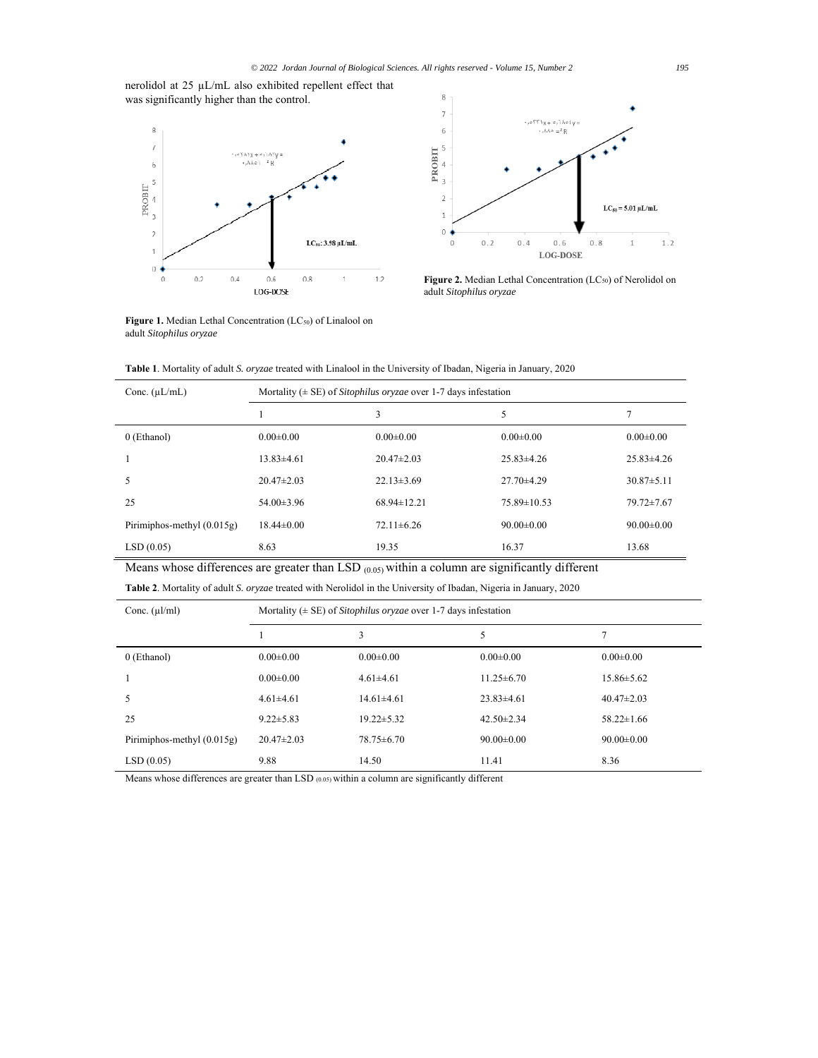nerolidol at 25 µL/mL also exhibited repellent effect that was significantly higher than the control.

**Figure 1.** Median Lethal Concentration ($LC_{50}$) of Linalool on adult *Sitophilus oryzae*

**Figure 2.** Median Lethal Concentration ($LC_{50}$) of Nerolidol on adult *Sitophilus oryzae*

**Table 1**. Mortality of adult *S. oryzae* treated with Linalool in the University of Ibadan, Nigeria in January, 2020

| Conc. (µL/mL) | Mortality (± SE) of *Sitophilus oryzae* over 1-7 days infestation | | | |
|---|---|---|---|---|
| | 1 | 3 | 5 | 7 |
| 0 (Ethanol) | 0.00±0.00 | 0.00±0.00 | 0.00±0.00 | 0.00±0.00 |
| 1 | 13.83±4.61 | 20.47±2.03 | 25.83±4.26 | 25.83±4.26 |
| 5 | 20.47±2.03 | 22.13±3.69 | 27.70±4.29 | 30.87±5.11 |
| 25 | 54.00±3.96 | 68.94±12.21 | 75.89±10.53 | 79.72±7.67 |
| Pirimiphos-methyl (0.015g) | 18.44±0.00 | 72.11±6.26 | 90.00±0.00 | 90.00±0.00 |
| LSD (0.05) | 8.63 | 19.35 | 16.37 | 13.68 |

Means whose differences are greater than $LSD_{(0.05)}$ within a column are significantly different

**Table 2**. Mortality of adult *S. oryzae* treated with Nerolidol in the University of Ibadan, Nigeria in January, 2020

| Conc. (µl/ml) | Mortality (± SE) of *Sitophilus oryzae* over 1-7 days infestation | | | |
|---|---|---|---|---|
| | 1 | 3 | 5 | 7 |
| 0 (Ethanol) | 0.00±0.00 | 0.00±0.00 | 0.00±0.00 | 0.00±0.00 |
| 1 | 0.00±0.00 | 4.61±4.61 | 11.25±6.70 | 15.86±5.62 |
| 5 | 4.61±4.61 | 14.61±4.61 | 23.83±4.61 | 40.47±2.03 |
| 25 | 9.22±5.83 | 19.22±5.32 | 42.50±2.34 | 58.22±1.66 |
| Pirimiphos-methyl (0.015g) | 20.47±2.03 | 78.75±6.70 | 90.00±0.00 | 90.00±0.00 |
| LSD (0.05) | 9.88 | 14.50 | 11.41 | 8.36 |

Means whose differences are greater than $LSD_{(0.05)}$ within a column are significantly different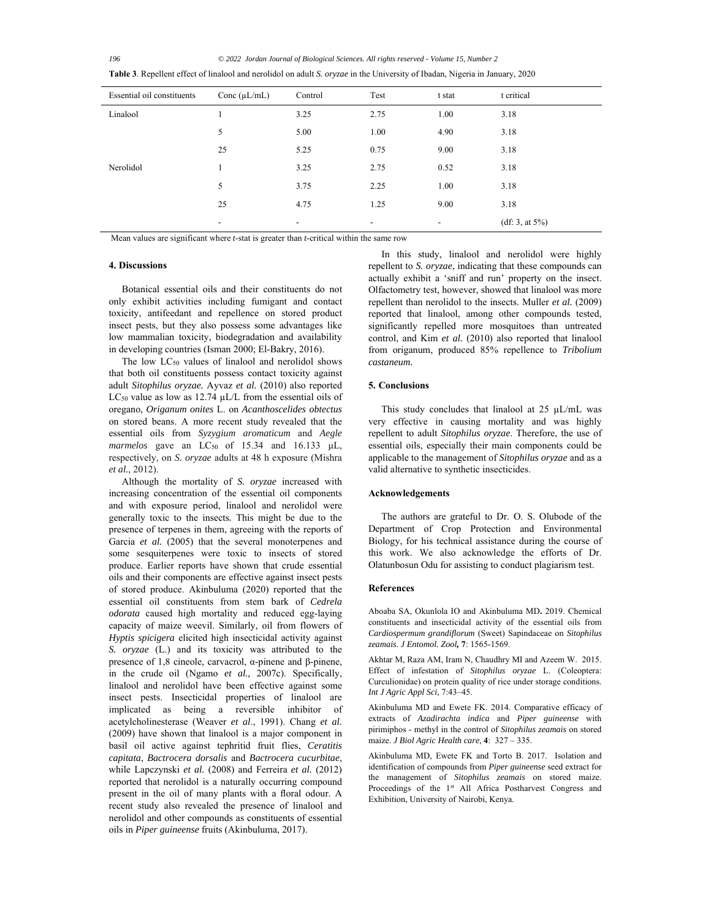**Table 3**. Repellent effect of linalool and nerolidol on adult *S. oryzae* in the University of Ibadan, Nigeria in January, 2020

| Essential oil constituents | Conc (µL/mL) | Control | Test | t stat | t critical |
|---|---|---|---|---|---|
| Linalool | 1 | 3.25 | 2.75 | 1.00 | 3.18 |
| | 5 | 5.00 | 1.00 | 4.90 | 3.18 |
| | 25 | 5.25 | 0.75 | 9.00 | 3.18 |
| Nerolidol | 1 | 3.25 | 2.75 | 0.52 | 3.18 |
| | 5 | 3.75 | 2.25 | 1.00 | 3.18 |
| | 25 | 4.75 | 1.25 | 9.00 | 3.18 |
| | - | - | - | - | (df: 3, at 5%) |

Mean values are significant where *t*-stat is greater than *t*-critical within the same row

## 4. Discussions

Botanical essential oils and their constituents do not only exhibit activities including fumigant and contact toxicity, antifeedant and repellence on stored product insect pests, but they also possess some advantages like low mammalian toxicity, biodegradation and availability in developing countries (Isman 2000; El-Bakry, 2016).

The low $LC_{50}$ values of linalool and nerolidol shows that both oil constituents possess contact toxicity against adult *Sitophilus oryzae.* Ayvaz *et al.* (2010) also reported $LC_{50}$ value as low as 12.74 µL/L from the essential oils of oregano, *Origanum onites* L. on *Acanthoscelides obtectus* on stored beans. A more recent study revealed that the essential oils from *Syzygium aromaticum* and *Aegle marmelos* gave an $LC_{50}$ of 15.34 and 16.133 µL, respectively, on *S. oryzae* adults at 48 h exposure (Mishra *et al.*, 2012).

Although the mortality of *S. oryzae* increased with increasing concentration of the essential oil components and with exposure period, linalool and nerolidol were generally toxic to the insects*.* This might be due to the presence of terpenes in them, agreeing with the reports of Garcia *et al.* (2005) that the several monoterpenes and some sesquiterpenes were toxic to insects of stored produce. Earlier reports have shown that crude essential oils and their components are effective against insect pests of stored produce. Akinbuluma (2020) reported that the essential oil constituents from stem bark of *Cedrela odorata* caused high mortality and reduced egg-laying capacity of maize weevil. Similarly, oil from flowers of *Hyptis spicigera* elicited high insecticidal activity against *S. oryzae* (L.) and its toxicity was attributed to the presence of 1,8 cineole, carvacrol, α-pinene and β-pinene, in the crude oil (Ngamo *et al.,* 2007c). Specifically, linalool and nerolidol have been effective against some insect pests. Insecticidal properties of linalool are implicated as being a reversible inhibitor of acetylcholinesterase (Weaver *et al*., 1991). Chang *et al.* (2009) have shown that linalool is a major component in basil oil active against tephritid fruit flies, *Ceratitis capitata*, *Bactrocera dorsalis* and *Bactrocera cucurbitae*, while Lapczynski *et al.* (2008) and Ferreira *et al.* (2012) reported that nerolidol is a naturally occurring compound present in the oil of many plants with a floral odour. A recent study also revealed the presence of linalool and nerolidol and other compounds as constituents of essential oils in *Piper guineense* fruits (Akinbuluma, 2017).

In this study, linalool and nerolidol were highly repellent to *S. oryzae*, indicating that these compounds can actually exhibit a 'sniff and run' property on the insect. Olfactometry test, however, showed that linalool was more repellent than nerolidol to the insects. Muller *et al.* (2009) reported that linalool, among other compounds tested, significantly repelled more mosquitoes than untreated control, and Kim *et al.* (2010) also reported that linalool from origanum, produced 85% repellence to *Tribolium castaneum.*

## 5. Conclusions

This study concludes that linalool at 25 µL/mL was very effective in causing mortality and was highly repellent to adult *Sitophilus oryzae*. Therefore, the use of essential oils, especially their main components could be applicable to the management of *Sitophilus oryzae* and as a valid alternative to synthetic insecticides.

## Acknowledgements

The authors are grateful to Dr. O. S. Olubode of the Department of Crop Protection and Environmental Biology, for his technical assistance during the course of this work. We also acknowledge the efforts of Dr. Olatunbosun Odu for assisting to conduct plagiarism test.

## References

Aboaba SA, Okunlola IO and Akinbuluma MD**.** 2019. Chemical constituents and insecticidal activity of the essential oils from *Cardiospermum grandiflorum* (Sweet) Sapindaceae on *Sitophilus zeamais. J Entomol. Zool,* **7**: 1565-1569.

Akhtar M, Raza AM, Iram N, Chaudhry MI and Azeem W. 2015. Effect of infestation of *Sitophilus oryzae* L. (Coleoptera: Curculionidae) on protein quality of rice under storage conditions. *Int J Agric Appl Sci*, 7:43–45.

Akinbuluma MD and Ewete FK. 2014. Comparative efficacy of extracts of *Azadirachta indica* and *Piper guineense* with pirimiphos - methyl in the control of *Sitophilus zeamais* on stored maize. *J Biol Agric Health care*, **4**: 327 – 335.

Akinbuluma MD, Ewete FK and Torto B. 2017. Isolation and identification of compounds from *Piper guineense* seed extract for the management of *Sitophilus zeamais* on stored maize. Proceedings of the 1st All Africa Postharvest Congress and Exhibition, University of Nairobi, Kenya.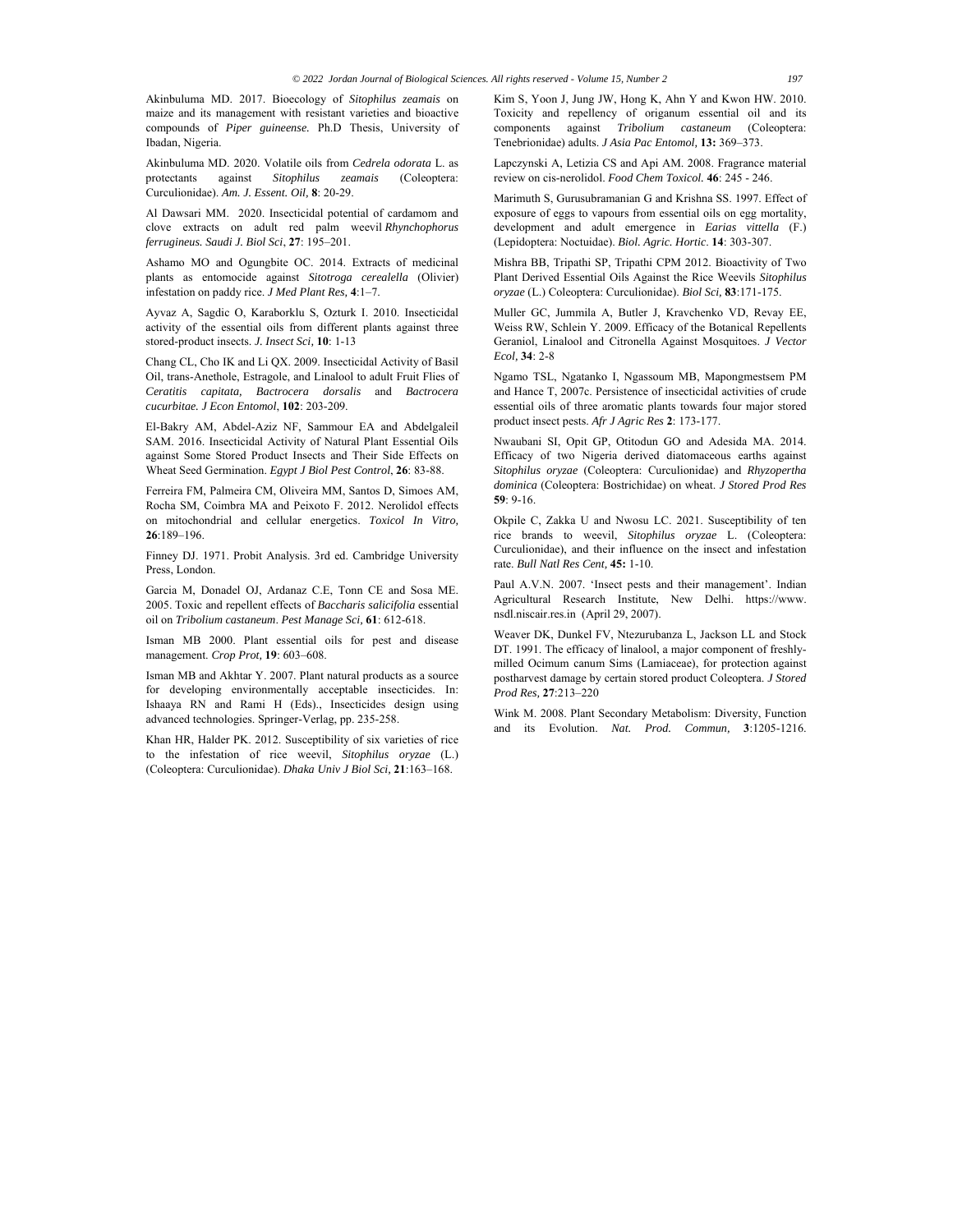Akinbuluma MD. 2017. Bioecology of *Sitophilus zeamais* on maize and its management with resistant varieties and bioactive compounds of *Piper guineense.* Ph.D Thesis, University of Ibadan, Nigeria.

Akinbuluma MD. 2020. Volatile oils from *Cedrela odorata* L. as protectants against *Sitophilus zeamais* (Coleoptera: Curculionidae). *Am. J. Essent. Oil,* **8**: 20-29.

Al Dawsari MM. 2020. Insecticidal potential of cardamom and clove extracts on adult red palm weevil *Rhynchophorus ferrugineus. Saudi J. Biol Sci*, **27**: 195–201.

Ashamo MO and Ogungbite OC. 2014. Extracts of medicinal plants as entomocide against *Sitotroga cerealella* (Olivier) infestation on paddy rice. *J Med Plant Res,* **4**:1–7.

Ayvaz A, Sagdic O, Karaborklu S, Ozturk I. 2010. Insecticidal activity of the essential oils from different plants against three stored-product insects. *J. Insect Sci,* **10**: 1-13

Chang CL, Cho IK and Li QX. 2009. Insecticidal Activity of Basil Oil, trans-Anethole, Estragole, and Linalool to adult Fruit Flies of *Ceratitis capitata, Bactrocera dorsalis* and *Bactrocera cucurbitae. J Econ Entomol*, **102**: 203-209.

El-Bakry AM, Abdel-Aziz NF, Sammour EA and Abdelgaleil SAM. 2016. Insecticidal Activity of Natural Plant Essential Oils against Some Stored Product Insects and Their Side Effects on Wheat Seed Germination. *Egypt J Biol Pest Control*, **26**: 83-88.

Ferreira FM, Palmeira CM, Oliveira MM, Santos D, Simoes AM, Rocha SM, Coimbra MA and Peixoto F. 2012. Nerolidol effects on mitochondrial and cellular energetics. *Toxicol In Vitro,* **26**:189–196.

Finney DJ. 1971. Probit Analysis. 3rd ed. Cambridge University Press, London.

Garcia M, Donadel OJ, Ardanaz C.E, Tonn CE and Sosa ME. 2005. Toxic and repellent effects of *Baccharis salicifolia* essential oil on *Tribolium castaneum*. *Pest Manage Sci*, **61**: 612-618.

Isman MB 2000. Plant essential oils for pest and disease management. *Crop Prot,* **19**: 603–608.

Isman MB and Akhtar Y. 2007. Plant natural products as a source for developing environmentally acceptable insecticides. In: Ishaaya RN and Rami H (Eds)., Insecticides design using advanced technologies. Springer-Verlag, pp. 235-258.

Khan HR, Halder PK. 2012. Susceptibility of six varieties of rice to the infestation of rice weevil, *Sitophilus oryzae* (L.) (Coleoptera: Curculionidae). *Dhaka Univ J Biol Sci,* **21**:163–168.

Kim S, Yoon J, Jung JW, Hong K, Ahn Y and Kwon HW. 2010. Toxicity and repellency of origanum essential oil and its components against *Tribolium castaneum* (Coleoptera: Tenebrionidae) adults. *J Asia Pac Entomol,* **13:** 369–373.

Lapczynski A, Letizia CS and Api AM. 2008. Fragrance material review on cis-nerolidol. *Food Chem Toxicol.* **46**: 245 - 246.

Marimuth S, Gurusubramanian G and Krishna SS. 1997. Effect of exposure of eggs to vapours from essential oils on egg mortality, development and adult emergence in *Earias vittella* (F.) (Lepidoptera: Noctuidae). *Biol. Agric. Hortic*. **14**: 303-307.

Mishra BB, Tripathi SP, Tripathi CPM 2012. Bioactivity of Two Plant Derived Essential Oils Against the Rice Weevils *Sitophilus oryzae* (L.) Coleoptera: Curculionidae). *Biol Sci,* **83**:171-175.

Muller GC, Jummila A, Butler J, Kravchenko VD, Revay EE, Weiss RW, Schlein Y. 2009. Efficacy of the Botanical Repellents Geraniol, Linalool and Citronella Against Mosquitoes. *J Vector Ecol,* **34**: 2-8

Ngamo TSL, Ngatanko I, Ngassoum MB, Mapongmestsem PM and Hance T, 2007c. Persistence of insecticidal activities of crude essential oils of three aromatic plants towards four major stored product insect pests. *Afr J Agric Res* **2**: 173-177.

Nwaubani SI, Opit GP, Otitodun GO and Adesida MA. 2014. Efficacy of two Nigeria derived diatomaceous earths against *Sitophilus oryzae* (Coleoptera: Curculionidae) and *Rhyzopertha dominica* (Coleoptera: Bostrichidae) on wheat. *J Stored Prod Res* **59**: 9-16.

Okpile C, Zakka U and Nwosu LC. 2021. Susceptibility of ten rice brands to weevil, *Sitophilus oryzae* L. (Coleoptera: Curculionidae), and their influence on the insect and infestation rate. *Bull Natl Res Cent,* **45:** 1-10.

Paul A.V.N. 2007. 'Insect pests and their management'. Indian Agricultural Research Institute, New Delhi. https://www.nsdl.niscair.res.in (April 29, 2007).

Weaver DK, Dunkel FV, Ntezurubanza L, Jackson LL and Stock DT. 1991. The efficacy of linalool, a major component of freshly-milled Ocimum canum Sims (Lamiaceae), for protection against postharvest damage by certain stored product Coleoptera. *J Stored Prod Res,* **27**:213–220

Wink M. 2008. Plant Secondary Metabolism: Diversity, Function and its Evolution. *Nat. Prod. Commun,* **3**:1205-1216.